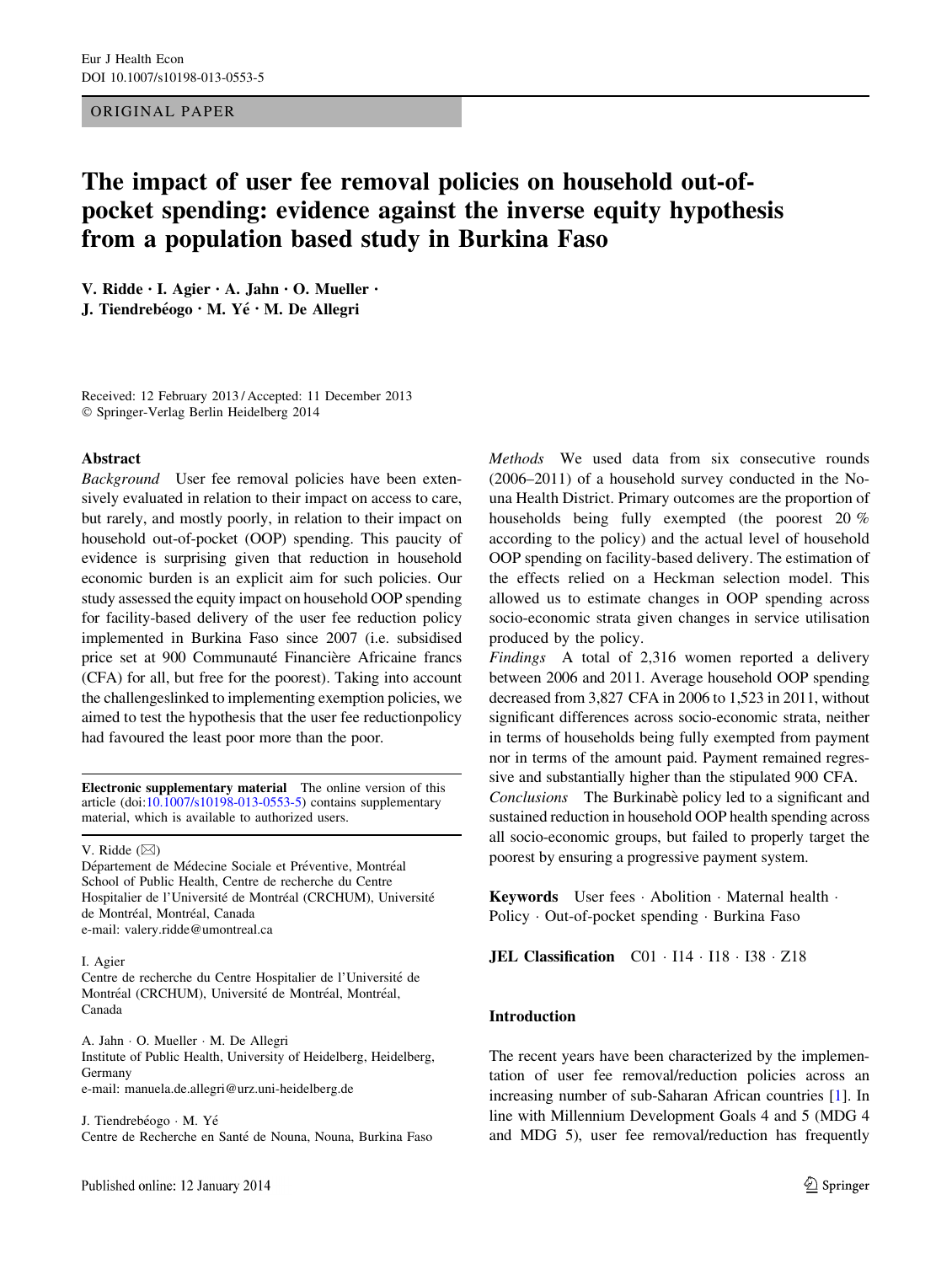ORIGINAL PAPER

# The impact of user fee removal policies on household out-of-pocket spending: evidence against the inverse equity hypothesis from a population based study in Burkina Faso

V. Ridde · I. Agier · A. Jahn · O. Mueller · J. Tiendrebéogo · M. Yé · M. De Allegri

Received: 12 February 2013 / Accepted: 11 December 2013
© Springer-Verlag Berlin Heidelberg 2014

## Abstract

*Background* User fee removal policies have been extensively evaluated in relation to their impact on access to care, but rarely, and mostly poorly, in relation to their impact on household out-of-pocket (OOP) spending. This paucity of evidence is surprising given that reduction in household economic burden is an explicit aim for such policies. Our study assessed the equity impact on household OOP spending for facility-based delivery of the user fee reduction policy implemented in Burkina Faso since 2007 (i.e. subsidised price set at 900 Communauté Financière Africaine francs (CFA) for all, but free for the poorest). Taking into account the challengeslinked to implementing exemption policies, we aimed to test the hypothesis that the user fee reductionpolicy had favoured the least poor more than the poor.

*Methods* We used data from six consecutive rounds (2006–2011) of a household survey conducted in the Nouna Health District. Primary outcomes are the proportion of households being fully exempted (the poorest 20 % according to the policy) and the actual level of household OOP spending on facility-based delivery. The estimation of the effects relied on a Heckman selection model. This allowed us to estimate changes in OOP spending across socio-economic strata given changes in service utilisation produced by the policy.

*Findings* A total of 2,316 women reported a delivery between 2006 and 2011. Average household OOP spending decreased from 3,827 CFA in 2006 to 1,523 in 2011, without significant differences across socio-economic strata, neither in terms of households being fully exempted from payment nor in terms of the amount paid. Payment remained regressive and substantially higher than the stipulated 900 CFA.

*Conclusions* The Burkinabè policy led to a significant and sustained reduction in household OOP health spending across all socio-economic groups, but failed to properly target the poorest by ensuring a progressive payment system.

**Keywords** User fees · Abolition · Maternal health · Policy · Out-of-pocket spending · Burkina Faso

**JEL Classification** C01 · I14 · I18 · I38 · Z18

**Electronic supplementary material** The online version of this article (doi:10.1007/s10198-013-0553-5) contains supplementary material, which is available to authorized users.

V. Ridde (✉)
Département de Médecine Sociale et Préventive, Montréal School of Public Health, Centre de recherche du Centre Hospitalier de l'Université de Montréal (CRCHUM), Université de Montréal, Montréal, Canada
e-mail: valery.ridde@umontreal.ca

I. Agier
Centre de recherche du Centre Hospitalier de l'Université de Montréal (CRCHUM), Université de Montréal, Montréal, Canada

A. Jahn · O. Mueller · M. De Allegri
Institute of Public Health, University of Heidelberg, Heidelberg, Germany
e-mail: manuela.de.allegri@urz.uni-heidelberg.de

J. Tiendrebéogo · M. Yé
Centre de Recherche en Santé de Nouna, Nouna, Burkina Faso

## Introduction

The recent years have been characterized by the implementation of user fee removal/reduction policies across an increasing number of sub-Saharan African countries [1]. In line with Millennium Development Goals 4 and 5 (MDG 4 and MDG 5), user fee removal/reduction has frequently

Published online: 12 January 2014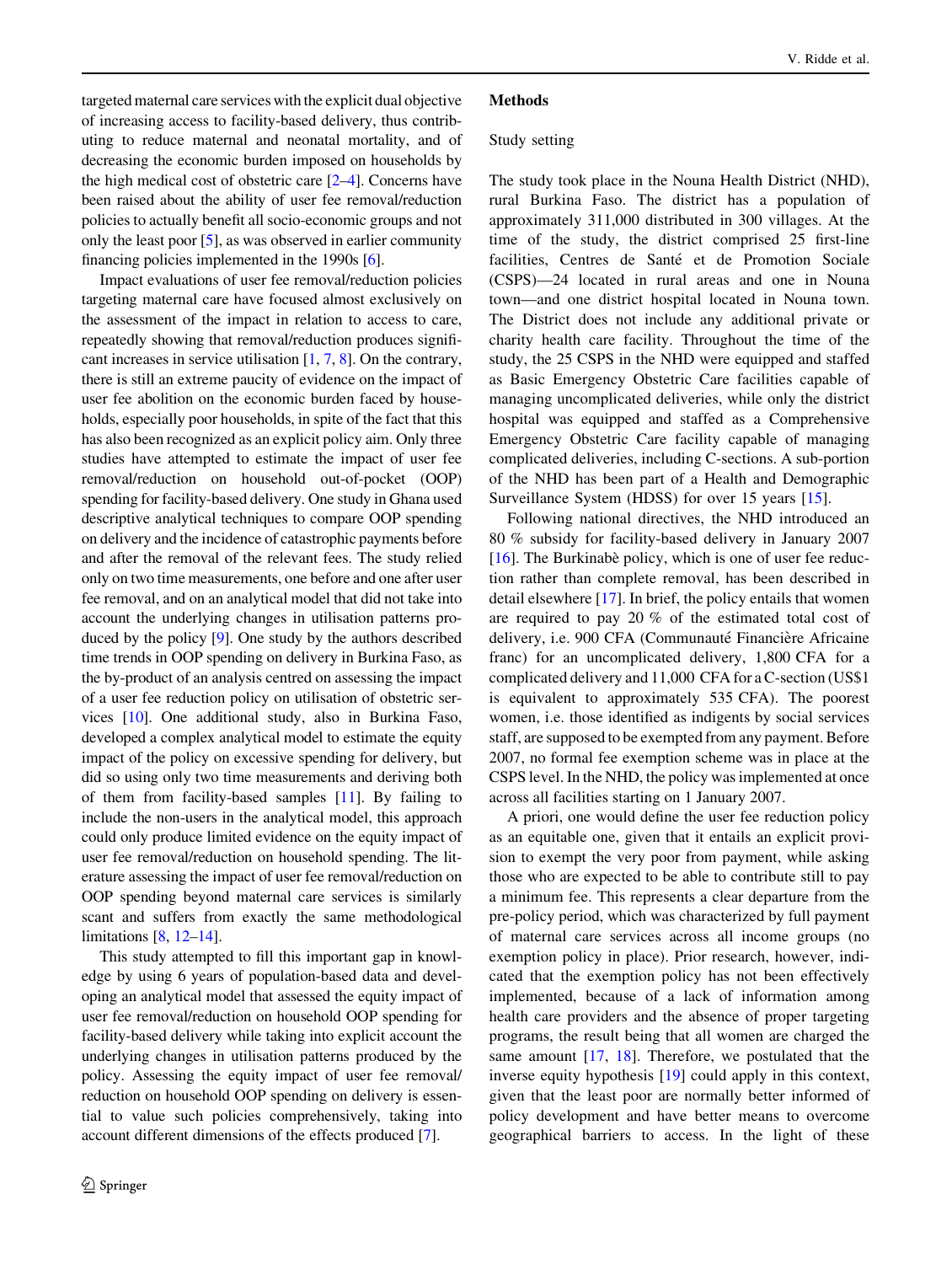targeted maternal care services with the explicit dual objective of increasing access to facility-based delivery, thus contributing to reduce maternal and neonatal mortality, and of decreasing the economic burden imposed on households by the high medical cost of obstetric care [2–4]. Concerns have been raised about the ability of user fee removal/reduction policies to actually benefit all socio-economic groups and not only the least poor [5], as was observed in earlier community financing policies implemented in the 1990s [6].

Impact evaluations of user fee removal/reduction policies targeting maternal care have focused almost exclusively on the assessment of the impact in relation to access to care, repeatedly showing that removal/reduction produces significant increases in service utilisation [1, 7, 8]. On the contrary, there is still an extreme paucity of evidence on the impact of user fee abolition on the economic burden faced by households, especially poor households, in spite of the fact that this has also been recognized as an explicit policy aim. Only three studies have attempted to estimate the impact of user fee removal/reduction on household out-of-pocket (OOP) spending for facility-based delivery. One study in Ghana used descriptive analytical techniques to compare OOP spending on delivery and the incidence of catastrophic payments before and after the removal of the relevant fees. The study relied only on two time measurements, one before and one after user fee removal, and on an analytical model that did not take into account the underlying changes in utilisation patterns produced by the policy [9]. One study by the authors described time trends in OOP spending on delivery in Burkina Faso, as the by-product of an analysis centred on assessing the impact of a user fee reduction policy on utilisation of obstetric services [10]. One additional study, also in Burkina Faso, developed a complex analytical model to estimate the equity impact of the policy on excessive spending for delivery, but did so using only two time measurements and deriving both of them from facility-based samples [11]. By failing to include the non-users in the analytical model, this approach could only produce limited evidence on the equity impact of user fee removal/reduction on household spending. The literature assessing the impact of user fee removal/reduction on OOP spending beyond maternal care services is similarly scant and suffers from exactly the same methodological limitations [8, 12–14].

This study attempted to fill this important gap in knowledge by using 6 years of population-based data and developing an analytical model that assessed the equity impact of user fee removal/reduction on household OOP spending for facility-based delivery while taking into explicit account the underlying changes in utilisation patterns produced by the policy. Assessing the equity impact of user fee removal/reduction on household OOP spending on delivery is essential to value such policies comprehensively, taking into account different dimensions of the effects produced [7].

## Methods

### Study setting

The study took place in the Nouna Health District (NHD), rural Burkina Faso. The district has a population of approximately 311,000 distributed in 300 villages. At the time of the study, the district comprised 25 first-line facilities, Centres de Santé et de Promotion Sociale (CSPS)—24 located in rural areas and one in Nouna town—and one district hospital located in Nouna town. The District does not include any additional private or charity health care facility. Throughout the time of the study, the 25 CSPS in the NHD were equipped and staffed as Basic Emergency Obstetric Care facilities capable of managing uncomplicated deliveries, while only the district hospital was equipped and staffed as a Comprehensive Emergency Obstetric Care facility capable of managing complicated deliveries, including C-sections. A sub-portion of the NHD has been part of a Health and Demographic Surveillance System (HDSS) for over 15 years [15].

Following national directives, the NHD introduced an 80 % subsidy for facility-based delivery in January 2007 [16]. The Burkinabè policy, which is one of user fee reduction rather than complete removal, has been described in detail elsewhere [17]. In brief, the policy entails that women are required to pay 20 % of the estimated total cost of delivery, i.e. 900 CFA (Communauté Financière Africaine franc) for an uncomplicated delivery, 1,800 CFA for a complicated delivery and 11,000 CFA for a C-section (US$1 is equivalent to approximately 535 CFA). The poorest women, i.e. those identified as indigents by social services staff, are supposed to be exempted from any payment. Before 2007, no formal fee exemption scheme was in place at the CSPS level. In the NHD, the policy was implemented at once across all facilities starting on 1 January 2007.

A priori, one would define the user fee reduction policy as an equitable one, given that it entails an explicit provision to exempt the very poor from payment, while asking those who are expected to be able to contribute still to pay a minimum fee. This represents a clear departure from the pre-policy period, which was characterized by full payment of maternal care services across all income groups (no exemption policy in place). Prior research, however, indicated that the exemption policy has not been effectively implemented, because of a lack of information among health care providers and the absence of proper targeting programs, the result being that all women are charged the same amount [17, 18]. Therefore, we postulated that the inverse equity hypothesis [19] could apply in this context, given that the least poor are normally better informed of policy development and have better means to overcome geographical barriers to access. In the light of these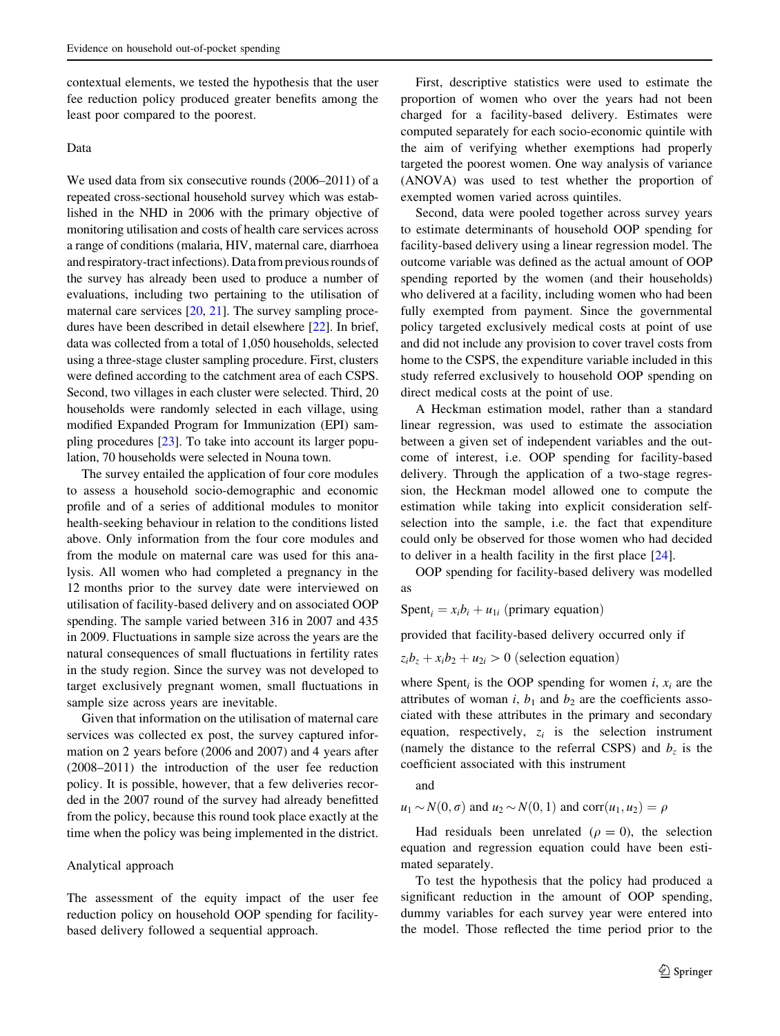contextual elements, we tested the hypothesis that the user fee reduction policy produced greater benefits among the least poor compared to the poorest.

## Data

We used data from six consecutive rounds (2006–2011) of a repeated cross-sectional household survey which was established in the NHD in 2006 with the primary objective of monitoring utilisation and costs of health care services across a range of conditions (malaria, HIV, maternal care, diarrhoea and respiratory-tract infections). Data from previous rounds of the survey has already been used to produce a number of evaluations, including two pertaining to the utilisation of maternal care services [20, 21]. The survey sampling procedures have been described in detail elsewhere [22]. In brief, data was collected from a total of 1,050 households, selected using a three-stage cluster sampling procedure. First, clusters were defined according to the catchment area of each CSPS. Second, two villages in each cluster were selected. Third, 20 households were randomly selected in each village, using modified Expanded Program for Immunization (EPI) sampling procedures [23]. To take into account its larger population, 70 households were selected in Nouna town.

The survey entailed the application of four core modules to assess a household socio-demographic and economic profile and of a series of additional modules to monitor health-seeking behaviour in relation to the conditions listed above. Only information from the four core modules and from the module on maternal care was used for this analysis. All women who had completed a pregnancy in the 12 months prior to the survey date were interviewed on utilisation of facility-based delivery and on associated OOP spending. The sample varied between 316 in 2007 and 435 in 2009. Fluctuations in sample size across the years are the natural consequences of small fluctuations in fertility rates in the study region. Since the survey was not developed to target exclusively pregnant women, small fluctuations in sample size across years are inevitable.

Given that information on the utilisation of maternal care services was collected ex post, the survey captured information on 2 years before (2006 and 2007) and 4 years after (2008–2011) the introduction of the user fee reduction policy. It is possible, however, that a few deliveries recorded in the 2007 round of the survey had already benefitted from the policy, because this round took place exactly at the time when the policy was being implemented in the district.

## Analytical approach

The assessment of the equity impact of the user fee reduction policy on household OOP spending for facility-based delivery followed a sequential approach.

First, descriptive statistics were used to estimate the proportion of women who over the years had not been charged for a facility-based delivery. Estimates were computed separately for each socio-economic quintile with the aim of verifying whether exemptions had properly targeted the poorest women. One way analysis of variance (ANOVA) was used to test whether the proportion of exempted women varied across quintiles.

Second, data were pooled together across survey years to estimate determinants of household OOP spending for facility-based delivery using a linear regression model. The outcome variable was defined as the actual amount of OOP spending reported by the women (and their households) who delivered at a facility, including women who had been fully exempted from payment. Since the governmental policy targeted exclusively medical costs at point of use and did not include any provision to cover travel costs from home to the CSPS, the expenditure variable included in this study referred exclusively to household OOP spending on direct medical costs at the point of use.

A Heckman estimation model, rather than a standard linear regression, was used to estimate the association between a given set of independent variables and the outcome of interest, i.e. OOP spending for facility-based delivery. Through the application of a two-stage regression, the Heckman model allowed one to compute the estimation while taking into explicit consideration self-selection into the sample, i.e. the fact that expenditure could only be observed for those women who had decided to deliver in a health facility in the first place [24].

OOP spending for facility-based delivery was modelled as

$\text{Spent}_i = x_i b_i + u_{1i}$ (primary equation)

provided that facility-based delivery occurred only if

$z_i b_z + x_i b_2 + u_{2i} > 0$ (selection equation)

where $\text{Spent}_i$ is the OOP spending for women $i$, $x_i$ are the attributes of woman $i$, $b_1$ and $b_2$ are the coefficients associated with these attributes in the primary and secondary equation, respectively, $z_i$ is the selection instrument (namely the distance to the referral CSPS) and $b_z$ is the coefficient associated with this instrument

and

$u_1 \sim N(0, \sigma)$ and $u_2 \sim N(0, 1)$ and $\text{corr}(u_1, u_2) = \rho$

Had residuals been unrelated ($\rho = 0$), the selection equation and regression equation could have been estimated separately.

To test the hypothesis that the policy had produced a significant reduction in the amount of OOP spending, dummy variables for each survey year were entered into the model. Those reflected the time period prior to the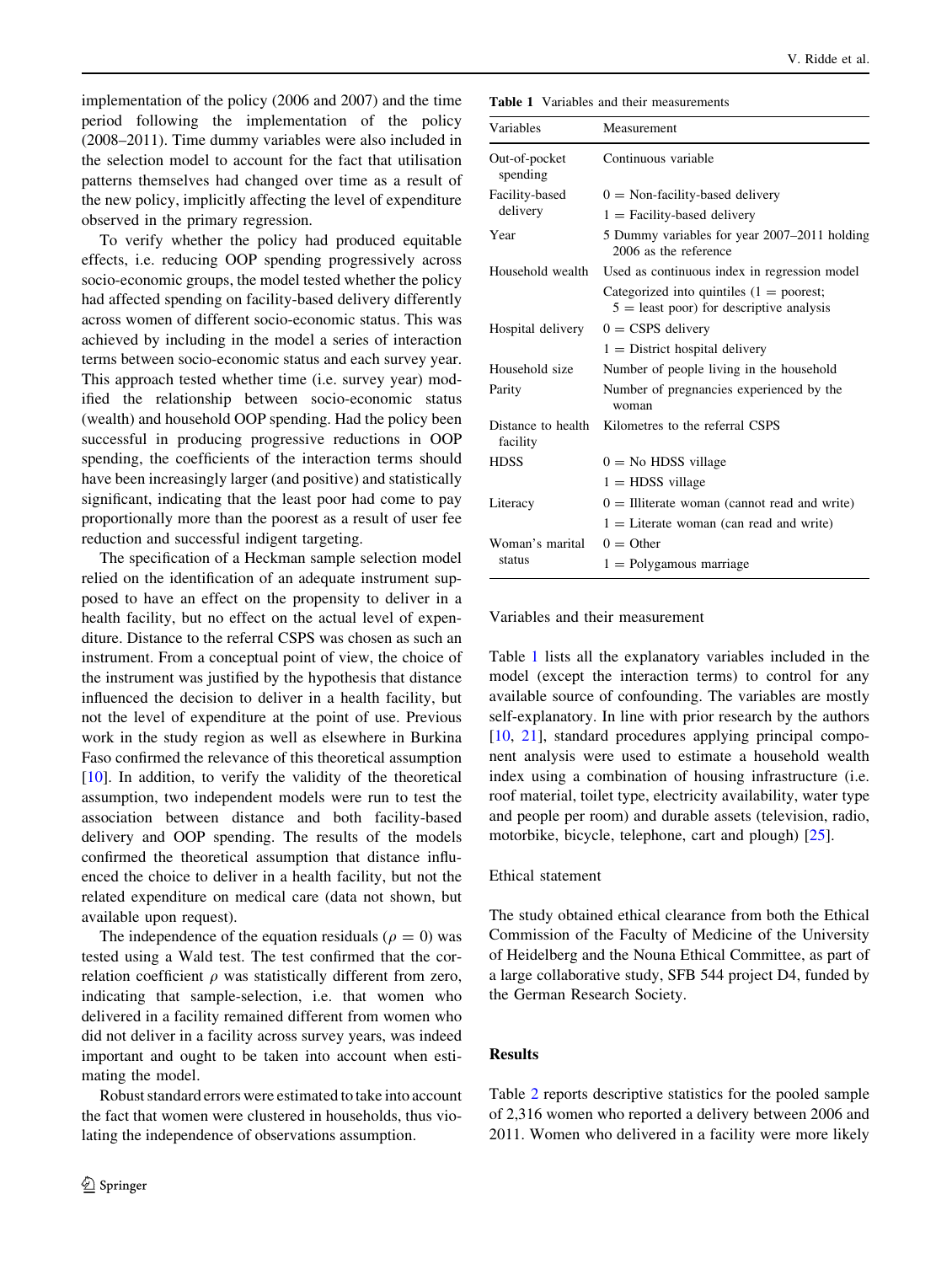implementation of the policy (2006 and 2007) and the time period following the implementation of the policy (2008–2011). Time dummy variables were also included in the selection model to account for the fact that utilisation patterns themselves had changed over time as a result of the new policy, implicitly affecting the level of expenditure observed in the primary regression.

To verify whether the policy had produced equitable effects, i.e. reducing OOP spending progressively across socio-economic groups, the model tested whether the policy had affected spending on facility-based delivery differently across women of different socio-economic status. This was achieved by including in the model a series of interaction terms between socio-economic status and each survey year. This approach tested whether time (i.e. survey year) modified the relationship between socio-economic status (wealth) and household OOP spending. Had the policy been successful in producing progressive reductions in OOP spending, the coefficients of the interaction terms should have been increasingly larger (and positive) and statistically significant, indicating that the least poor had come to pay proportionally more than the poorest as a result of user fee reduction and successful indigent targeting.

The specification of a Heckman sample selection model relied on the identification of an adequate instrument supposed to have an effect on the propensity to deliver in a health facility, but no effect on the actual level of expenditure. Distance to the referral CSPS was chosen as such an instrument. From a conceptual point of view, the choice of the instrument was justified by the hypothesis that distance influenced the decision to deliver in a health facility, but not the level of expenditure at the point of use. Previous work in the study region as well as elsewhere in Burkina Faso confirmed the relevance of this theoretical assumption [10]. In addition, to verify the validity of the theoretical assumption, two independent models were run to test the association between distance and both facility-based delivery and OOP spending. The results of the models confirmed the theoretical assumption that distance influenced the choice to deliver in a health facility, but not the related expenditure on medical care (data not shown, but available upon request).

The independence of the equation residuals ($\rho = 0$) was tested using a Wald test. The test confirmed that the correlation coefficient $\rho$ was statistically different from zero, indicating that sample-selection, i.e. that women who delivered in a facility remained different from women who did not deliver in a facility across survey years, was indeed important and ought to be taken into account when estimating the model.

Robust standard errors were estimated to take into account the fact that women were clustered in households, thus violating the independence of observations assumption.

**Table 1** Variables and their measurements

| Variables | Measurement |
|---|---|
| Out-of-pocket spending | Continuous variable |
| Facility-based delivery | 0 = Non-facility-based delivery |
| | 1 = Facility-based delivery |
| Year | 5 Dummy variables for year 2007–2011 holding 2006 as the reference |
| Household wealth | Used as continuous index in regression model |
| | Categorized into quintiles (1 = poorest; 5 = least poor) for descriptive analysis |
| Hospital delivery | 0 = CSPS delivery |
| | 1 = District hospital delivery |
| Household size | Number of people living in the household |
| Parity | Number of pregnancies experienced by the woman |
| Distance to health facility | Kilometres to the referral CSPS |
| HDSS | 0 = No HDSS village |
| | 1 = HDSS village |
| Literacy | 0 = Illiterate woman (cannot read and write) |
| | 1 = Literate woman (can read and write) |
| Woman's marital status | 0 = Other |
| | 1 = Polygamous marriage |

### Variables and their measurement

Table 1 lists all the explanatory variables included in the model (except the interaction terms) to control for any available source of confounding. The variables are mostly self-explanatory. In line with prior research by the authors [10, 21], standard procedures applying principal component analysis were used to estimate a household wealth index using a combination of housing infrastructure (i.e. roof material, toilet type, electricity availability, water type and people per room) and durable assets (television, radio, motorbike, bicycle, telephone, cart and plough) [25].

### Ethical statement

The study obtained ethical clearance from both the Ethical Commission of the Faculty of Medicine of the University of Heidelberg and the Nouna Ethical Committee, as part of a large collaborative study, SFB 544 project D4, funded by the German Research Society.

## Results

Table 2 reports descriptive statistics for the pooled sample of 2,316 women who reported a delivery between 2006 and 2011. Women who delivered in a facility were more likely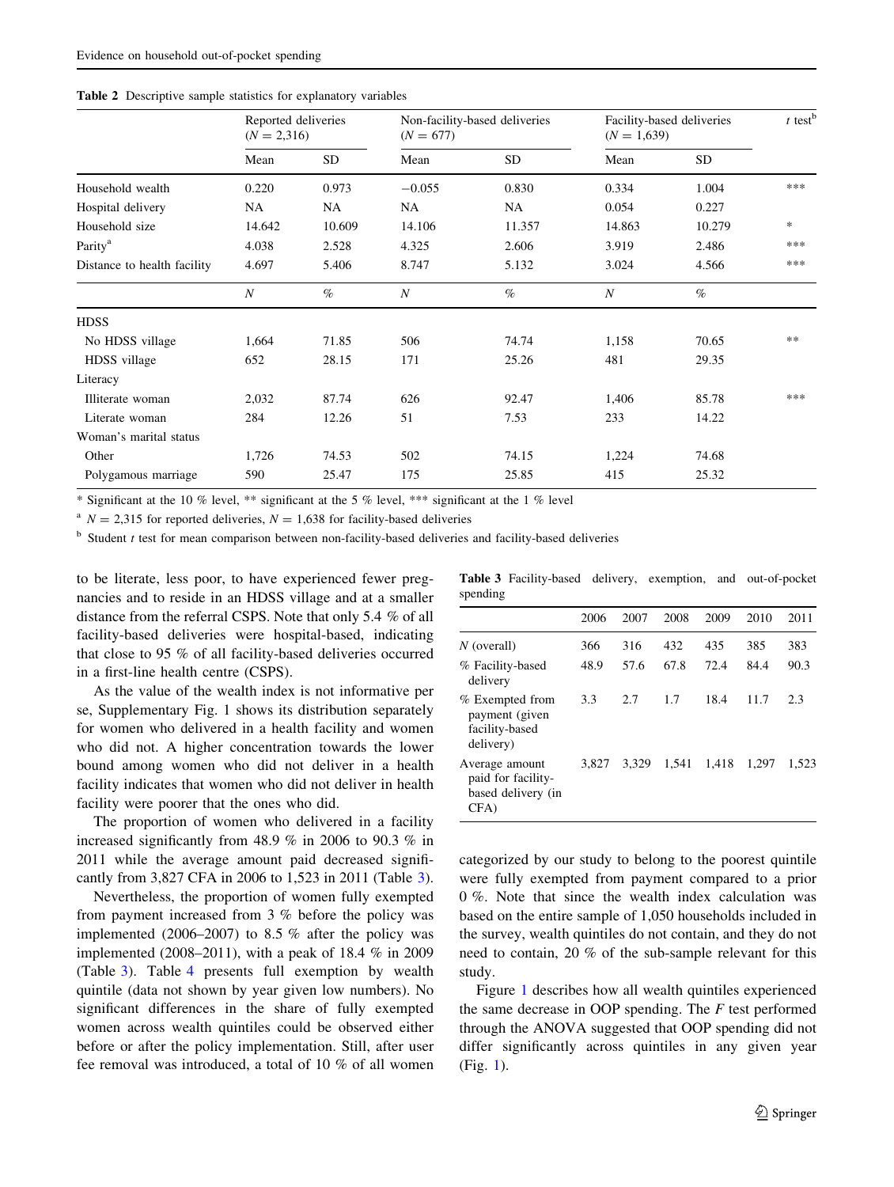**Table 2** Descriptive sample statistics for explanatory variables

| | Reported deliveries ($N = 2{,}316$) | | Non-facility-based deliveries ($N = 677$) | | Facility-based deliveries ($N = 1{,}639$) | | $t$ test[b] |
|---|---|---|---|---|---|---|---|
| | Mean | SD | Mean | SD | Mean | SD | |
| Household wealth | 0.220 | 0.973 | −0.055 | 0.830 | 0.334 | 1.004 | *** |
| Hospital delivery | NA | NA | NA | NA | 0.054 | 0.227 | |
| Household size | 14.642 | 10.609 | 14.106 | 11.357 | 14.863 | 10.279 | * |
| Parity[a] | 4.038 | 2.528 | 4.325 | 2.606 | 3.919 | 2.486 | *** |
| Distance to health facility | 4.697 | 5.406 | 8.747 | 5.132 | 3.024 | 4.566 | *** |
| | $N$ | % | $N$ | % | $N$ | % | |
| HDSS | | | | | | | |
| No HDSS village | 1,664 | 71.85 | 506 | 74.74 | 1,158 | 70.65 | ** |
| HDSS village | 652 | 28.15 | 171 | 25.26 | 481 | 29.35 | |
| Literacy | | | | | | | |
| Illiterate woman | 2,032 | 87.74 | 626 | 92.47 | 1,406 | 85.78 | *** |
| Literate woman | 284 | 12.26 | 51 | 7.53 | 233 | 14.22 | |
| Woman's marital status | | | | | | | |
| Other | 1,726 | 74.53 | 502 | 74.15 | 1,224 | 74.68 | |
| Polygamous marriage | 590 | 25.47 | 175 | 25.85 | 415 | 25.32 | |

* Significant at the 10 % level, ** significant at the 5 % level, *** significant at the 1 % level

[a] $N = 2{,}315$ for reported deliveries, $N = 1{,}638$ for facility-based deliveries

[b] Student $t$ test for mean comparison between non-facility-based deliveries and facility-based deliveries

to be literate, less poor, to have experienced fewer pregnancies and to reside in an HDSS village and at a smaller distance from the referral CSPS. Note that only 5.4 % of all facility-based deliveries were hospital-based, indicating that close to 95 % of all facility-based deliveries occurred in a first-line health centre (CSPS).

As the value of the wealth index is not informative per se, Supplementary Fig. 1 shows its distribution separately for women who delivered in a health facility and women who did not. A higher concentration towards the lower bound among women who did not deliver in a health facility indicates that women who did not deliver in health facility were poorer than the ones who did.

The proportion of women who delivered in a facility increased significantly from 48.9 % in 2006 to 90.3 % in 2011 while the average amount paid decreased significantly from 3,827 CFA in 2006 to 1,523 in 2011 (Table 3).

Nevertheless, the proportion of women fully exempted from payment increased from 3 % before the policy was implemented (2006–2007) to 8.5 % after the policy was implemented (2008–2011), with a peak of 18.4 % in 2009 (Table 3). Table 4 presents full exemption by wealth quintile (data not shown by year given low numbers). No significant differences in the share of fully exempted women across wealth quintiles could be observed either before or after the policy implementation. Still, after user fee removal was introduced, a total of 10 % of all women categorized by our study to belong to the poorest quintile were fully exempted from payment compared to a prior 0 %. Note that since the wealth index calculation was based on the entire sample of 1,050 households included in the survey, wealth quintiles do not contain, and they do not need to contain, 20 % of the sub-sample relevant for this study.

**Table 3** Facility-based delivery, exemption, and out-of-pocket spending

| | 2006 | 2007 | 2008 | 2009 | 2010 | 2011 |
|---|---|---|---|---|---|---|
| $N$ (overall) | 366 | 316 | 432 | 435 | 385 | 383 |
| % Facility-based delivery | 48.9 | 57.6 | 67.8 | 72.4 | 84.4 | 90.3 |
| % Exempted from payment (given facility-based delivery) | 3.3 | 2.7 | 1.7 | 18.4 | 11.7 | 2.3 |
| Average amount paid for facility-based delivery (in CFA) | 3,827 | 3,329 | 1,541 | 1,418 | 1,297 | 1,523 |

Figure 1 describes how all wealth quintiles experienced the same decrease in OOP spending. The $F$ test performed through the ANOVA suggested that OOP spending did not differ significantly across quintiles in any given year (Fig. 1).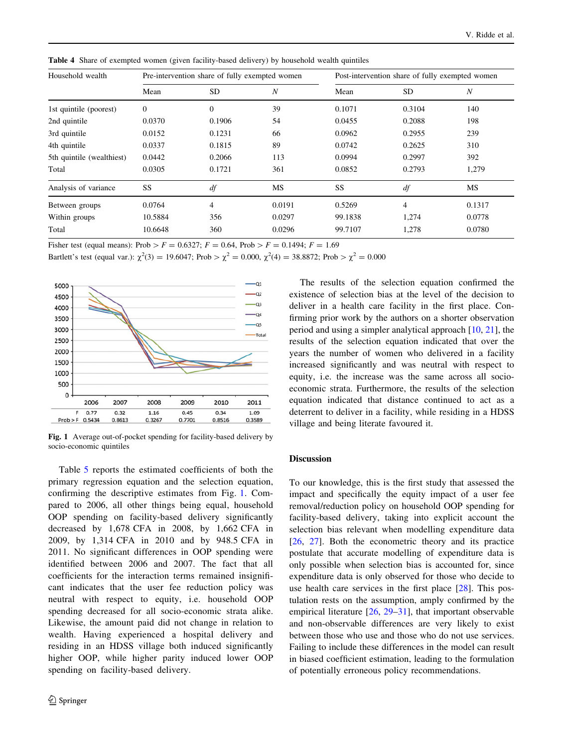**Table 4** Share of exempted women (given facility-based delivery) by household wealth quintiles

| Household wealth | Pre-intervention share of fully exempted women | | | Post-intervention share of fully exempted women | | |
|---|---|---|---|---|---|---|
| | Mean | SD | *N* | Mean | SD | *N* |
| 1st quintile (poorest) | 0 | 0 | 39 | 0.1071 | 0.3104 | 140 |
| 2nd quintile | 0.0370 | 0.1906 | 54 | 0.0455 | 0.2088 | 198 |
| 3rd quintile | 0.0152 | 0.1231 | 66 | 0.0962 | 0.2955 | 239 |
| 4th quintile | 0.0337 | 0.1815 | 89 | 0.0742 | 0.2625 | 310 |
| 5th quintile (wealthiest) | 0.0442 | 0.2066 | 113 | 0.0994 | 0.2997 | 392 |
| Total | 0.0305 | 0.1721 | 361 | 0.0852 | 0.2793 | 1,279 |
| Analysis of variance | SS | *df* | MS | SS | *df* | MS |
| Between groups | 0.0764 | 4 | 0.0191 | 0.5269 | 4 | 0.1317 |
| Within groups | 10.5884 | 356 | 0.0297 | 99.1838 | 1,274 | 0.0778 |
| Total | 10.6648 | 360 | 0.0296 | 99.7107 | 1,278 | 0.0780 |

Fisher test (equal means): Prob > $F$ = 0.6327; $F$ = 0.64, Prob > $F$ = 0.1494; $F$ = 1.69

Bartlett's test (equal var.): $\chi^2(3) = 19.6047$; Prob > $\chi^2 = 0.000$, $\chi^2(4) = 38.8872$; Prob > $\chi^2 = 0.000$

| | 2006 | 2007 | 2008 | 2009 | 2010 | 2011 |
|---|---|---|---|---|---|---|
| F | 0.77 | 0.32 | 1.16 | 0.45 | 0.34 | 1.09 |
| Prob > F | 0.5434 | 0.8613 | 0.3267 | 0.7701 | 0.8516 | 0.3589 |

**Fig. 1** Average out-of-pocket spending for facility-based delivery by socio-economic quintiles

Table 5 reports the estimated coefficients of both the primary regression equation and the selection equation, confirming the descriptive estimates from Fig. 1. Compared to 2006, all other things being equal, household OOP spending on facility-based delivery significantly decreased by 1,678 CFA in 2008, by 1,662 CFA in 2009, by 1,314 CFA in 2010 and by 948.5 CFA in 2011. No significant differences in OOP spending were identified between 2006 and 2007. The fact that all coefficients for the interaction terms remained insignificant indicates that the user fee reduction policy was neutral with respect to equity, i.e. household OOP spending decreased for all socio-economic strata alike. Likewise, the amount paid did not change in relation to wealth. Having experienced a hospital delivery and residing in an HDSS village both induced significantly higher OOP, while higher parity induced lower OOP spending on facility-based delivery.

The results of the selection equation confirmed the existence of selection bias at the level of the decision to deliver in a health care facility in the first place. Confirming prior work by the authors on a shorter observation period and using a simpler analytical approach [10, 21], the results of the selection equation indicated that over the years the number of women who delivered in a facility increased significantly and was neutral with respect to equity, i.e. the increase was the same across all socio-economic strata. Furthermore, the results of the selection equation indicated that distance continued to act as a deterrent to deliver in a facility, while residing in a HDSS village and being literate favoured it.

## Discussion

To our knowledge, this is the first study that assessed the impact and specifically the equity impact of a user fee removal/reduction policy on household OOP spending for facility-based delivery, taking into explicit account the selection bias relevant when modelling expenditure data [26, 27]. Both the econometric theory and its practice postulate that accurate modelling of expenditure data is only possible when selection bias is accounted for, since expenditure data is only observed for those who decide to use health care services in the first place [28]. This postulation rests on the assumption, amply confirmed by the empirical literature [26, 29–31], that important observable and non-observable differences are very likely to exist between those who use and those who do not use services. Failing to include these differences in the model can result in biased coefficient estimation, leading to the formulation of potentially erroneous policy recommendations.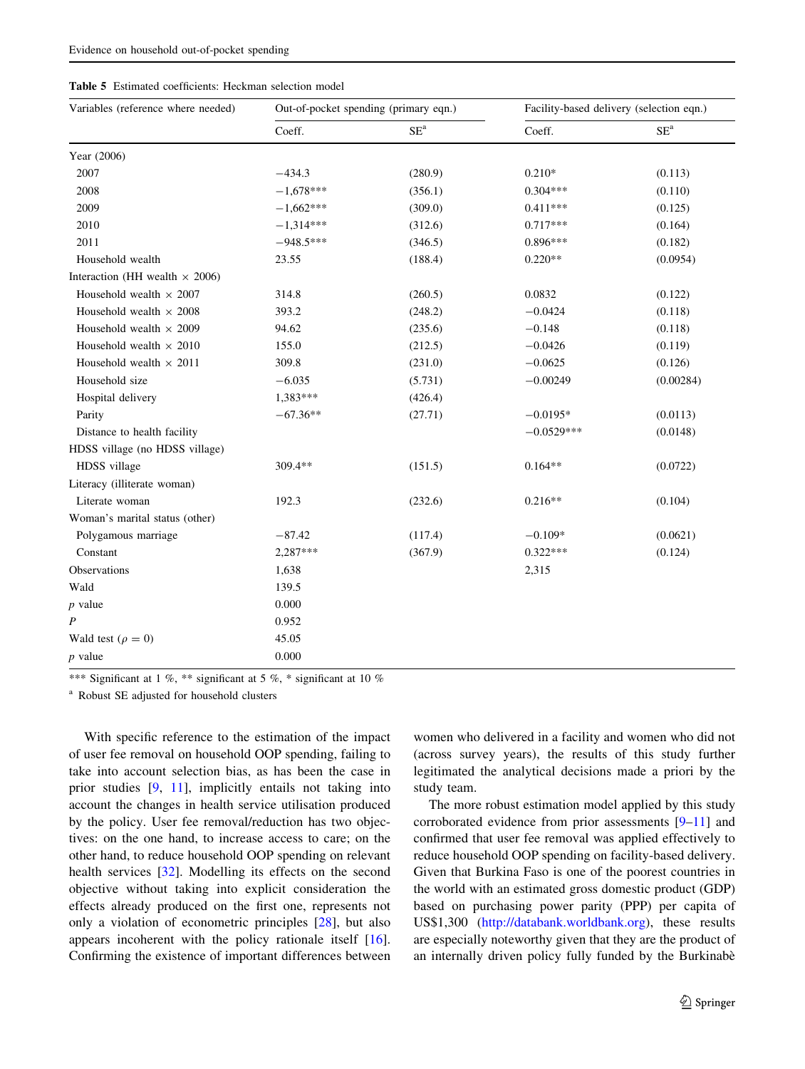**Table 5** Estimated coefficients: Heckman selection model

| Variables (reference where needed) | Out-of-pocket spending (primary eqn.) | | Facility-based delivery (selection eqn.) | |
|---|---|---|---|---|
| | Coeff. | SE[a] | Coeff. | SE[a] |
| Year (2006) | | | | |
| 2007 | −434.3 | (280.9) | 0.210* | (0.113) |
| 2008 | −1,678*** | (356.1) | 0.304*** | (0.110) |
| 2009 | −1,662*** | (309.0) | 0.411*** | (0.125) |
| 2010 | −1,314*** | (312.6) | 0.717*** | (0.164) |
| 2011 | −948.5*** | (346.5) | 0.896*** | (0.182) |
| Household wealth | 23.55 | (188.4) | 0.220** | (0.0954) |
| Interaction (HH wealth × 2006) | | | | |
| Household wealth × 2007 | 314.8 | (260.5) | 0.0832 | (0.122) |
| Household wealth × 2008 | 393.2 | (248.2) | −0.0424 | (0.118) |
| Household wealth × 2009 | 94.62 | (235.6) | −0.148 | (0.118) |
| Household wealth × 2010 | 155.0 | (212.5) | −0.0426 | (0.119) |
| Household wealth × 2011 | 309.8 | (231.0) | −0.0625 | (0.126) |
| Household size | −6.035 | (5.731) | −0.00249 | (0.00284) |
| Hospital delivery | 1,383*** | (426.4) | | |
| Parity | −67.36** | (27.71) | −0.0195* | (0.0113) |
| Distance to health facility | | | −0.0529*** | (0.0148) |
| HDSS village (no HDSS village) | | | | |
| HDSS village | 309.4** | (151.5) | 0.164** | (0.0722) |
| Literacy (illiterate woman) | | | | |
| Literate woman | 192.3 | (232.6) | 0.216** | (0.104) |
| Woman's marital status (other) | | | | |
| Polygamous marriage | −87.42 | (117.4) | −0.109* | (0.0621) |
| Constant | 2,287*** | (367.9) | 0.322*** | (0.124) |
| Observations | 1,638 | | 2,315 | |
| Wald | 139.5 | | | |
| $p$ value | 0.000 | | | |
| $P$ | 0.952 | | | |
| Wald test ($\rho = 0$) | 45.05 | | | |
| $p$ value | 0.000 | | | |

*** Significant at 1 %, ** significant at 5 %, * significant at 10 %

[a] Robust SE adjusted for household clusters

With specific reference to the estimation of the impact of user fee removal on household OOP spending, failing to take into account selection bias, as has been the case in prior studies [9, 11], implicitly entails not taking into account the changes in health service utilisation produced by the policy. User fee removal/reduction has two objectives: on the one hand, to increase access to care; on the other hand, to reduce household OOP spending on relevant health services [32]. Modelling its effects on the second objective without taking into explicit consideration the effects already produced on the first one, represents not only a violation of econometric principles [28], but also appears incoherent with the policy rationale itself [16]. Confirming the existence of important differences between women who delivered in a facility and women who did not (across survey years), the results of this study further legitimated the analytical decisions made a priori by the study team.

The more robust estimation model applied by this study corroborated evidence from prior assessments [9–11] and confirmed that user fee removal was applied effectively to reduce household OOP spending on facility-based delivery. Given that Burkina Faso is one of the poorest countries in the world with an estimated gross domestic product (GDP) based on purchasing power parity (PPP) per capita of US$1,300 (http://databank.worldbank.org), these results are especially noteworthy given that they are the product of an internally driven policy fully funded by the Burkinabè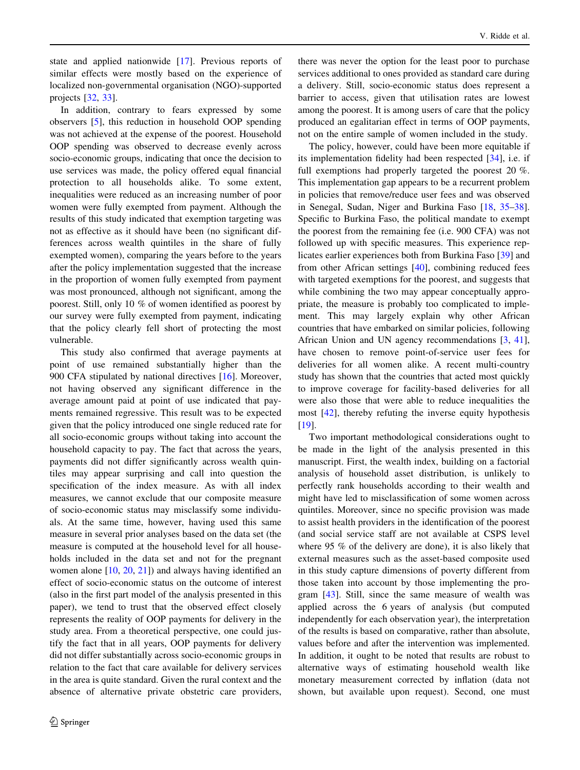state and applied nationwide [17]. Previous reports of similar effects were mostly based on the experience of localized non-governmental organisation (NGO)-supported projects [32, 33].

In addition, contrary to fears expressed by some observers [5], this reduction in household OOP spending was not achieved at the expense of the poorest. Household OOP spending was observed to decrease evenly across socio-economic groups, indicating that once the decision to use services was made, the policy offered equal financial protection to all households alike. To some extent, inequalities were reduced as an increasing number of poor women were fully exempted from payment. Although the results of this study indicated that exemption targeting was not as effective as it should have been (no significant differences across wealth quintiles in the share of fully exempted women), comparing the years before to the years after the policy implementation suggested that the increase in the proportion of women fully exempted from payment was most pronounced, although not significant, among the poorest. Still, only 10 % of women identified as poorest by our survey were fully exempted from payment, indicating that the policy clearly fell short of protecting the most vulnerable.

This study also confirmed that average payments at point of use remained substantially higher than the 900 CFA stipulated by national directives [16]. Moreover, not having observed any significant difference in the average amount paid at point of use indicated that payments remained regressive. This result was to be expected given that the policy introduced one single reduced rate for all socio-economic groups without taking into account the household capacity to pay. The fact that across the years, payments did not differ significantly across wealth quintiles may appear surprising and call into question the specification of the index measure. As with all index measures, we cannot exclude that our composite measure of socio-economic status may misclassify some individuals. At the same time, however, having used this same measure in several prior analyses based on the data set (the measure is computed at the household level for all households included in the data set and not for the pregnant women alone [10, 20, 21]) and always having identified an effect of socio-economic status on the outcome of interest (also in the first part model of the analysis presented in this paper), we tend to trust that the observed effect closely represents the reality of OOP payments for delivery in the study area. From a theoretical perspective, one could justify the fact that in all years, OOP payments for delivery did not differ substantially across socio-economic groups in relation to the fact that care available for delivery services in the area is quite standard. Given the rural context and the absence of alternative private obstetric care providers, there was never the option for the least poor to purchase services additional to ones provided as standard care during a delivery. Still, socio-economic status does represent a barrier to access, given that utilisation rates are lowest among the poorest. It is among users of care that the policy produced an egalitarian effect in terms of OOP payments, not on the entire sample of women included in the study.

The policy, however, could have been more equitable if its implementation fidelity had been respected [34], i.e. if full exemptions had properly targeted the poorest 20 %. This implementation gap appears to be a recurrent problem in policies that remove/reduce user fees and was observed in Senegal, Sudan, Niger and Burkina Faso [18, 35–38]. Specific to Burkina Faso, the political mandate to exempt the poorest from the remaining fee (i.e. 900 CFA) was not followed up with specific measures. This experience replicates earlier experiences both from Burkina Faso [39] and from other African settings [40], combining reduced fees with targeted exemptions for the poorest, and suggests that while combining the two may appear conceptually appropriate, the measure is probably too complicated to implement. This may largely explain why other African countries that have embarked on similar policies, following African Union and UN agency recommendations [3, 41], have chosen to remove point-of-service user fees for deliveries for all women alike. A recent multi-country study has shown that the countries that acted most quickly to improve coverage for facility-based deliveries for all were also those that were able to reduce inequalities the most [42], thereby refuting the inverse equity hypothesis [19].

Two important methodological considerations ought to be made in the light of the analysis presented in this manuscript. First, the wealth index, building on a factorial analysis of household asset distribution, is unlikely to perfectly rank households according to their wealth and might have led to misclassification of some women across quintiles. Moreover, since no specific provision was made to assist health providers in the identification of the poorest (and social service staff are not available at CSPS level where 95 % of the delivery are done), it is also likely that external measures such as the asset-based composite used in this study capture dimensions of poverty different from those taken into account by those implementing the program [43]. Still, since the same measure of wealth was applied across the 6 years of analysis (but computed independently for each observation year), the interpretation of the results is based on comparative, rather than absolute, values before and after the intervention was implemented. In addition, it ought to be noted that results are robust to alternative ways of estimating household wealth like monetary measurement corrected by inflation (data not shown, but available upon request). Second, one must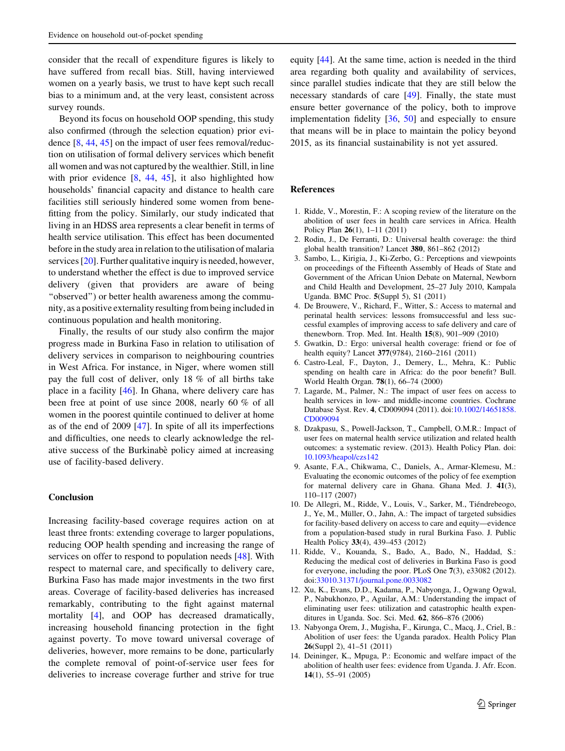consider that the recall of expenditure figures is likely to have suffered from recall bias. Still, having interviewed women on a yearly basis, we trust to have kept such recall bias to a minimum and, at the very least, consistent across survey rounds.

Beyond its focus on household OOP spending, this study also confirmed (through the selection equation) prior evidence [8, 44, 45] on the impact of user fees removal/reduction on utilisation of formal delivery services which benefit all women and was not captured by the wealthier. Still, in line with prior evidence [8, 44, 45], it also highlighted how households' financial capacity and distance to health care facilities still seriously hindered some women from benefitting from the policy. Similarly, our study indicated that living in an HDSS area represents a clear benefit in terms of health service utilisation. This effect has been documented before in the study area in relation to the utilisation of malaria services [20]. Further qualitative inquiry is needed, however, to understand whether the effect is due to improved service delivery (given that providers are aware of being "observed") or better health awareness among the community, as a positive externality resulting from being included in continuous population and health monitoring.

Finally, the results of our study also confirm the major progress made in Burkina Faso in relation to utilisation of delivery services in comparison to neighbouring countries in West Africa. For instance, in Niger, where women still pay the full cost of deliver, only 18 % of all births take place in a facility [46]. In Ghana, where delivery care has been free at point of use since 2008, nearly 60 % of all women in the poorest quintile continued to deliver at home as of the end of 2009 [47]. In spite of all its imperfections and difficulties, one needs to clearly acknowledge the relative success of the Burkinabè policy aimed at increasing use of facility-based delivery.

## Conclusion

Increasing facility-based coverage requires action on at least three fronts: extending coverage to larger populations, reducing OOP health spending and increasing the range of services on offer to respond to population needs [48]. With respect to maternal care, and specifically to delivery care, Burkina Faso has made major investments in the two first areas. Coverage of facility-based deliveries has increased remarkably, contributing to the fight against maternal mortality [4], and OOP has decreased dramatically, increasing household financing protection in the fight against poverty. To move toward universal coverage of deliveries, however, more remains to be done, particularly the complete removal of point-of-service user fees for deliveries to increase coverage further and strive for true equity [44]. At the same time, action is needed in the third area regarding both quality and availability of services, since parallel studies indicate that they are still below the necessary standards of care [49]. Finally, the state must ensure better governance of the policy, both to improve implementation fidelity [36, 50] and especially to ensure that means will be in place to maintain the policy beyond 2015, as its financial sustainability is not yet assured.

## References

1. Ridde, V., Morestin, F.: A scoping review of the literature on the abolition of user fees in health care services in Africa. Health Policy Plan **26**(1), 1–11 (2011)
2. Rodin, J., De Ferranti, D.: Universal health coverage: the third global health transition? Lancet **380**, 861–862 (2012)
3. Sambo, L., Kirigia, J., Ki-Zerbo, G.: Perceptions and viewpoints on proceedings of the Fifteenth Assembly of Heads of State and Government of the African Union Debate on Maternal, Newborn and Child Health and Development, 25–27 July 2010, Kampala Uganda. BMC Proc. **5**(Suppl 5), S1 (2011)
4. De Brouwere, V., Richard, F., Witter, S.: Access to maternal and perinatal health services: lessons fromsuccessful and less successful examples of improving access to safe delivery and care of thenewborn. Trop. Med. Int. Health **15**(8), 901–909 (2010)
5. Gwatkin, D.: Ergo: universal health coverage: friend or foe of health equity? Lancet **377**(9784), 2160–2161 (2011)
6. Castro-Leal, F., Dayton, J., Demery, L., Mehra, K.: Public spending on health care in Africa: do the poor benefit? Bull. World Health Organ. **78**(1), 66–74 (2000)
7. Lagarde, M., Palmer, N.: The impact of user fees on access to health services in low- and middle-income countries. Cochrane Database Syst. Rev. **4**, CD009094 (2011). doi:10.1002/14651858.CD009094
8. Dzakpasu, S., Powell-Jackson, T., Campbell, O.M.R.: Impact of user fees on maternal health service utilization and related health outcomes: a systematic review. (2013). Health Policy Plan. doi: 10.1093/heapol/czs142
9. Asante, F.A., Chikwama, C., Daniels, A., Armar-Klemesu, M.: Evaluating the economic outcomes of the policy of fee exemption for maternal delivery care in Ghana. Ghana Med. J. **41**(3), 110–117 (2007)
10. De Allegri, M., Ridde, V., Louis, V., Sarker, M., Tiéndrebeogo, J., Ye, M., Müller, O., Jahn, A.: The impact of targeted subsidies for facility-based delivery on access to care and equity—evidence from a population-based study in rural Burkina Faso. J. Public Health Policy **33**(4), 439–453 (2012)
11. Ridde, V., Kouanda, S., Bado, A., Bado, N., Haddad, S.: Reducing the medical cost of deliveries in Burkina Faso is good for everyone, including the poor. PLoS One **7**(3), e33082 (2012). doi:33010.31371/journal.pone.0033082
12. Xu, K., Evans, D.D., Kadama, P., Nabyonga, J., Ogwang Ogwal, P., Nabukhonzo, P., Aguilar, A.M.: Understanding the impact of eliminating user fees: utilization and catastrophic health expenditures in Uganda. Soc. Sci. Med. **62**, 866–876 (2006)
13. Nabyonga Orem, J., Mugisha, F., Kirunga, C., Macq, J., Criel, B.: Abolition of user fees: the Uganda paradox. Health Policy Plan **26**(Suppl 2), 41–51 (2011)
14. Deininger, K., Mpuga, P.: Economic and welfare impact of the abolition of health user fees: evidence from Uganda. J. Afr. Econ. **14**(1), 55–91 (2005)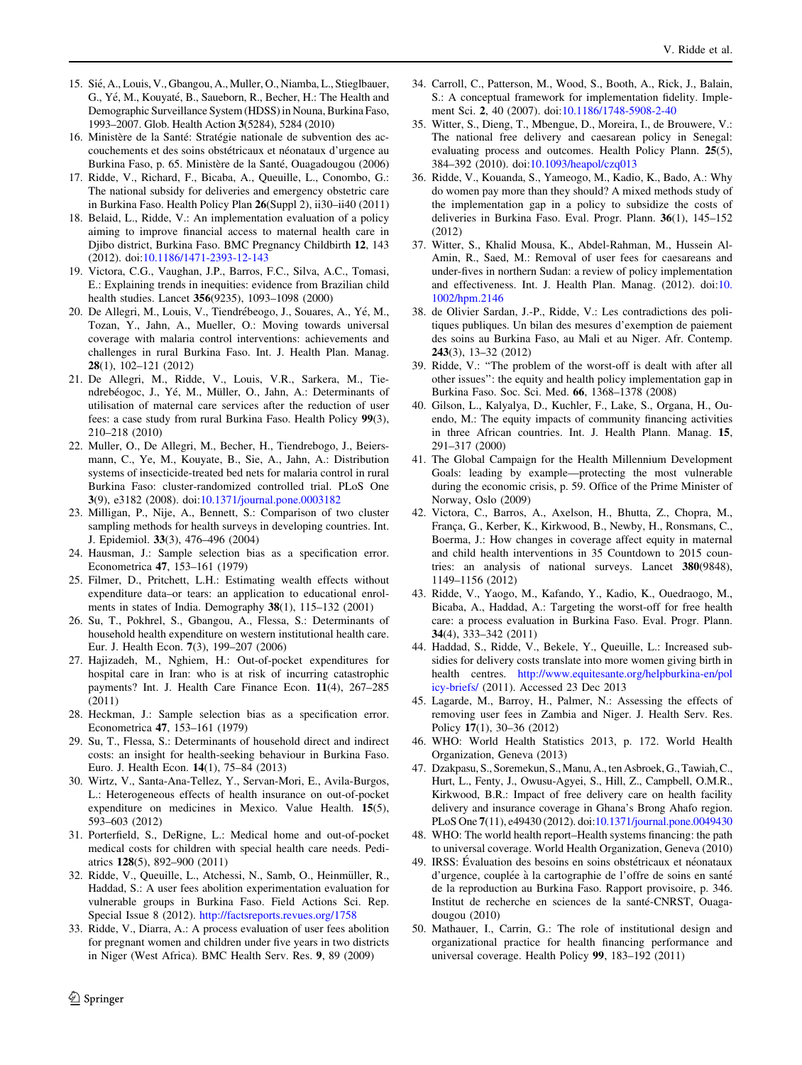15. Sié, A., Louis, V., Gbangou, A., Muller, O., Niamba, L., Stieglbauer, G., Yé, M., Kouyaté, B., Saueborn, R., Becher, H.: The Health and Demographic Surveillance System (HDSS) in Nouna, Burkina Faso, 1993–2007. Glob. Health Action **3**(5284), 5284 (2010)
16. Ministère de la Santé: Stratégie nationale de subvention des accouchements et des soins obstétricaux et néonataux d'urgence au Burkina Faso, p. 65. Ministère de la Santé, Ouagadougou (2006)
17. Ridde, V., Richard, F., Bicaba, A., Queuille, L., Conombo, G.: The national subsidy for deliveries and emergency obstetric care in Burkina Faso. Health Policy Plan **26**(Suppl 2), ii30–ii40 (2011)
18. Belaid, L., Ridde, V.: An implementation evaluation of a policy aiming to improve financial access to maternal health care in Djibo district, Burkina Faso. BMC Pregnancy Childbirth **12**, 143 (2012). doi:10.1186/1471-2393-12-143
19. Victora, C.G., Vaughan, J.P., Barros, F.C., Silva, A.C., Tomasi, E.: Explaining trends in inequities: evidence from Brazilian child health studies. Lancet **356**(9235), 1093–1098 (2000)
20. De Allegri, M., Louis, V., Tiendrébeogo, J., Souares, A., Yé, M., Tozan, Y., Jahn, A., Mueller, O.: Moving towards universal coverage with malaria control interventions: achievements and challenges in rural Burkina Faso. Int. J. Health Plan. Manag. **28**(1), 102–121 (2012)
21. De Allegri, M., Ridde, V., Louis, V.R., Sarkera, M., Tiendrebéogoc, J., Yé, M., Müller, O., Jahn, A.: Determinants of utilisation of maternal care services after the reduction of user fees: a case study from rural Burkina Faso. Health Policy **99**(3), 210–218 (2010)
22. Muller, O., De Allegri, M., Becher, H., Tiendrebogo, J., Beiersmann, C., Ye, M., Kouyate, B., Sie, A., Jahn, A.: Distribution systems of insecticide-treated bed nets for malaria control in rural Burkina Faso: cluster-randomized controlled trial. PLoS One **3**(9), e3182 (2008). doi:10.1371/journal.pone.0003182
23. Milligan, P., Nije, A., Bennett, S.: Comparison of two cluster sampling methods for health surveys in developing countries. Int. J. Epidemiol. **33**(3), 476–496 (2004)
24. Hausman, J.: Sample selection bias as a specification error. Econometrica **47**, 153–161 (1979)
25. Filmer, D., Pritchett, L.H.: Estimating wealth effects without expenditure data–or tears: an application to educational enrolments in states of India. Demography **38**(1), 115–132 (2001)
26. Su, T., Pokhrel, S., Gbangou, A., Flessa, S.: Determinants of household health expenditure on western institutional health care. Eur. J. Health Econ. **7**(3), 199–207 (2006)
27. Hajizadeh, M., Nghiem, H.: Out-of-pocket expenditures for hospital care in Iran: who is at risk of incurring catastrophic payments? Int. J. Health Care Finance Econ. **11**(4), 267–285 (2011)
28. Heckman, J.: Sample selection bias as a specification error. Econometrica **47**, 153–161 (1979)
29. Su, T., Flessa, S.: Determinants of household direct and indirect costs: an insight for health-seeking behaviour in Burkina Faso. Euro. J. Health Econ. **14**(1), 75–84 (2013)
30. Wirtz, V., Santa-Ana-Tellez, Y., Servan-Mori, E., Avila-Burgos, L.: Heterogeneous effects of health insurance on out-of-pocket expenditure on medicines in Mexico. Value Health. **15**(5), 593–603 (2012)
31. Porterfield, S., DeRigne, L.: Medical home and out-of-pocket medical costs for children with special health care needs. Pediatrics **128**(5), 892–900 (2011)
32. Ridde, V., Queuille, L., Atchessi, N., Samb, O., Heinmüller, R., Haddad, S.: A user fees abolition experimentation evaluation for vulnerable groups in Burkina Faso. Field Actions Sci. Rep. Special Issue 8 (2012). http://factsreports.revues.org/1758
33. Ridde, V., Diarra, A.: A process evaluation of user fees abolition for pregnant women and children under five years in two districts in Niger (West Africa). BMC Health Serv. Res. **9**, 89 (2009)
34. Carroll, C., Patterson, M., Wood, S., Booth, A., Rick, J., Balain, S.: A conceptual framework for implementation fidelity. Implement Sci. **2**, 40 (2007). doi:10.1186/1748-5908-2-40
35. Witter, S., Dieng, T., Mbengue, D., Moreira, I., de Brouwere, V.: The national free delivery and caesarean policy in Senegal: evaluating process and outcomes. Health Policy Plann. **25**(5), 384–392 (2010). doi:10.1093/heapol/czq013
36. Ridde, V., Kouanda, S., Yameogo, M., Kadio, K., Bado, A.: Why do women pay more than they should? A mixed methods study of the implementation gap in a policy to subsidize the costs of deliveries in Burkina Faso. Eval. Progr. Plann. **36**(1), 145–152 (2012)
37. Witter, S., Khalid Mousa, K., Abdel-Rahman, M., Hussein Al-Amin, R., Saed, M.: Removal of user fees for caesareans and under-fives in northern Sudan: a review of policy implementation and effectiveness. Int. J. Health Plan. Manag. (2012). doi:10.1002/hpm.2146
38. de Olivier Sardan, J.-P., Ridde, V.: Les contradictions des politiques publiques. Un bilan des mesures d'exemption de paiement des soins au Burkina Faso, au Mali et au Niger. Afr. Contemp. **243**(3), 13–32 (2012)
39. Ridde, V.: "The problem of the worst-off is dealt with after all other issues": the equity and health policy implementation gap in Burkina Faso. Soc. Sci. Med. **66**, 1368–1378 (2008)
40. Gilson, L., Kalyalya, D., Kuchler, F., Lake, S., Organa, H., Ouendo, M.: The equity impacts of community financing activities in three African countries. Int. J. Health Plann. Manag. **15**, 291–317 (2000)
41. The Global Campaign for the Health Millennium Development Goals: leading by example—protecting the most vulnerable during the economic crisis, p. 59. Office of the Prime Minister of Norway, Oslo (2009)
42. Victora, C., Barros, A., Axelson, H., Bhutta, Z., Chopra, M., França, G., Kerber, K., Kirkwood, B., Newby, H., Ronsmans, C., Boerma, J.: How changes in coverage affect equity in maternal and child health interventions in 35 Countdown to 2015 countries: an analysis of national surveys. Lancet **380**(9848), 1149–1156 (2012)
43. Ridde, V., Yaogo, M., Kafando, Y., Kadio, K., Ouedraogo, M., Bicaba, A., Haddad, A.: Targeting the worst-off for free health care: a process evaluation in Burkina Faso. Eval. Progr. Plann. **34**(4), 333–342 (2011)
44. Haddad, S., Ridde, V., Bekele, Y., Queuille, L.: Increased subsidies for delivery costs translate into more women giving birth in health centres. http://www.equitesante.org/helpburkina-en/policy-briefs/ (2011). Accessed 23 Dec 2013
45. Lagarde, M., Barroy, H., Palmer, N.: Assessing the effects of removing user fees in Zambia and Niger. J. Health Serv. Res. Policy **17**(1), 30–36 (2012)
46. WHO: World Health Statistics 2013, p. 172. World Health Organization, Geneva (2013)
47. Dzakpasu, S., Soremekun, S., Manu, A., ten Asbroek, G., Tawiah, C., Hurt, L., Fenty, J., Owusu-Agyei, S., Hill, Z., Campbell, O.M.R., Kirkwood, B.R.: Impact of free delivery care on health facility delivery and insurance coverage in Ghana's Brong Ahafo region. PLoS One **7**(11), e49430 (2012). doi:10.1371/journal.pone.0049430
48. WHO: The world health report–Health systems financing: the path to universal coverage. World Health Organization, Geneva (2010)
49. IRSS: Évaluation des besoins en soins obstétricaux et néonataux d'urgence, couplée à la cartographie de l'offre de soins en santé de la reproduction au Burkina Faso. Rapport provisoire, p. 346. Institut de recherche en sciences de la santé-CNRST, Ouagadougou (2010)
50. Mathauer, I., Carrin, G.: The role of institutional design and organizational practice for health financing performance and universal coverage. Health Policy **99**, 183–192 (2011)